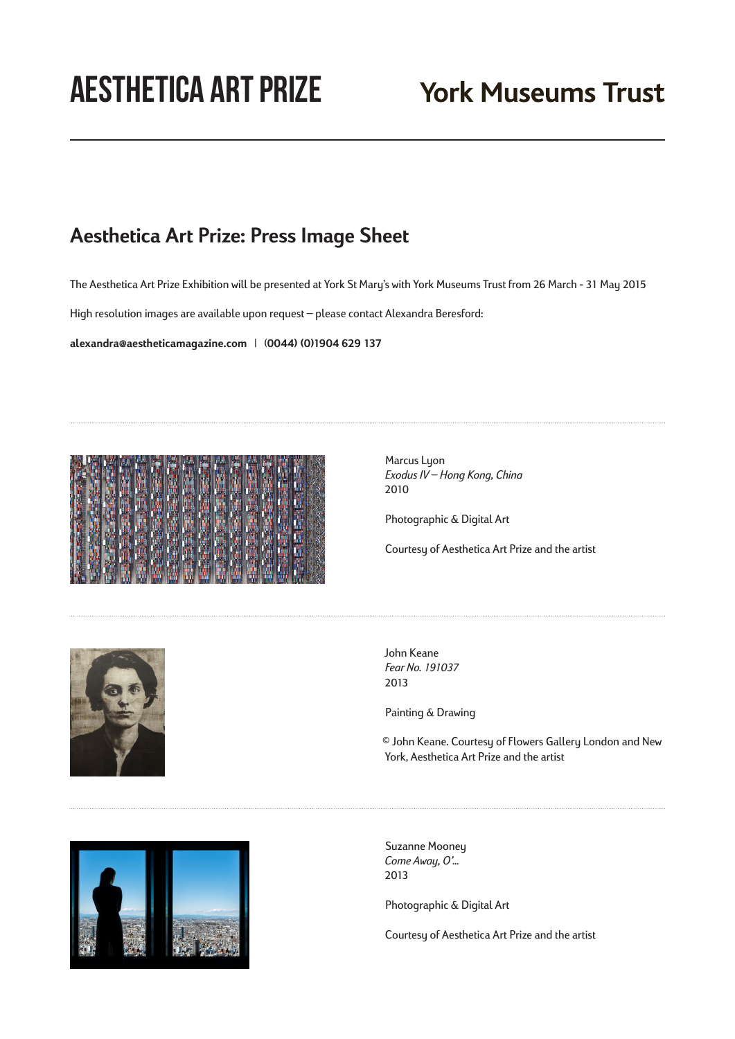AESTHETICA ART PRIZE

York Museums Trust

## Aesthetica Art Prize: Press Image Sheet

The Aesthetica Art Prize Exhibition will be presented at York St Mary's with York Museums Trust from 26 March - 31 May 2015

High resolution images are available upon request – please contact Alexandra Beresford:

**alexandra@aestheticamagazine.com | (0044) (0)1904 629 137**

---

Marcus Lyon
*Exodus IV – Hong Kong, China*
2010

Photographic & Digital Art

Courtesy of Aesthetica Art Prize and the artist

---

John Keane
*Fear No. 191037*
2013

Painting & Drawing

© John Keane. Courtesy of Flowers Gallery London and New York, Aesthetica Art Prize and the artist

---

Suzanne Mooney
*Come Away, O'...*
2013

Photographic & Digital Art

Courtesy of Aesthetica Art Prize and the artist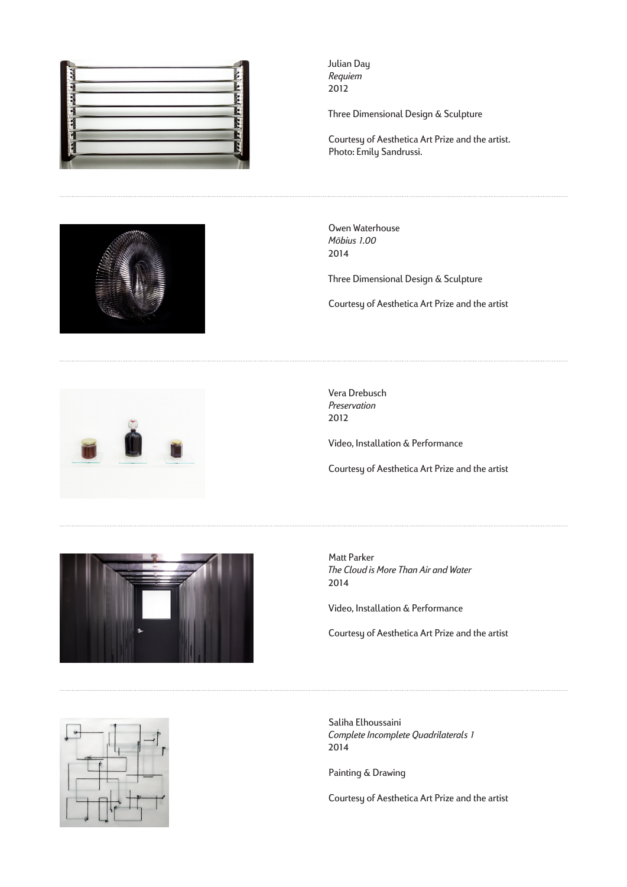Julian Day
*Requiem*
2012

Three Dimensional Design & Sculpture

Courtesy of Aesthetica Art Prize and the artist.
Photo: Emily Sandrussi.

---

Owen Waterhouse
*Möbius 1.00*
2014

Three Dimensional Design & Sculpture

Courtesy of Aesthetica Art Prize and the artist

---

Vera Drebusch
*Preservation*
2012

Video, Installation & Performance

Courtesy of Aesthetica Art Prize and the artist

---

Matt Parker
*The Cloud is More Than Air and Water*
2014

Video, Installation & Performance

Courtesy of Aesthetica Art Prize and the artist

---

Saliha Elhoussaini
*Complete Incomplete Quadrilaterals 1*
2014

Painting & Drawing

Courtesy of Aesthetica Art Prize and the artist